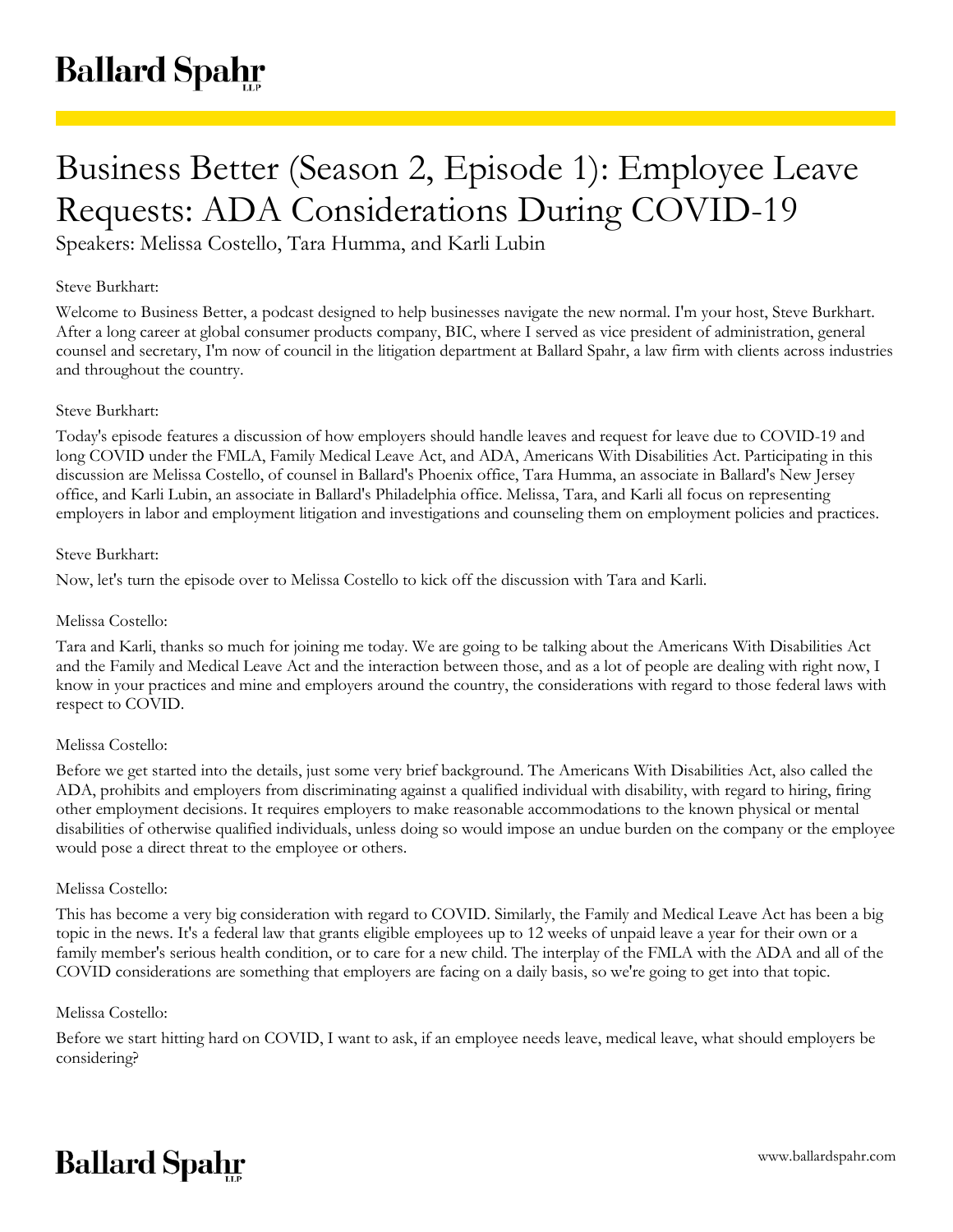# Business Better (Season 2, Episode 1): Employee Leave Requests: ADA Considerations During COVID-19

Speakers: Melissa Costello, Tara Humma, and Karli Lubin

Steve Burkhart:

Welcome to Business Better, a podcast designed to help businesses navigate the new normal. I'm your host, Steve Burkhart. After a long career at global consumer products company, BIC, where I served as vice president of administration, general counsel and secretary, I'm now of council in the litigation department at Ballard Spahr, a law firm with clients across industries and throughout the country.

Steve Burkhart:

Today's episode features a discussion of how employers should handle leaves and request for leave due to COVID-19 and long COVID under the FMLA, Family Medical Leave Act, and ADA, Americans With Disabilities Act. Participating in this discussion are Melissa Costello, of counsel in Ballard's Phoenix office, Tara Humma, an associate in Ballard's New Jersey office, and Karli Lubin, an associate in Ballard's Philadelphia office. Melissa, Tara, and Karli all focus on representing employers in labor and employment litigation and investigations and counseling them on employment policies and practices.

Steve Burkhart:

Now, let's turn the episode over to Melissa Costello to kick off the discussion with Tara and Karli.

Melissa Costello:

Tara and Karli, thanks so much for joining me today. We are going to be talking about the Americans With Disabilities Act and the Family and Medical Leave Act and the interaction between those, and as a lot of people are dealing with right now, I know in your practices and mine and employers around the country, the considerations with regard to those federal laws with respect to COVID.

Melissa Costello:

Before we get started into the details, just some very brief background. The Americans With Disabilities Act, also called the ADA, prohibits and employers from discriminating against a qualified individual with disability, with regard to hiring, firing other employment decisions. It requires employers to make reasonable accommodations to the known physical or mental disabilities of otherwise qualified individuals, unless doing so would impose an undue burden on the company or the employee would pose a direct threat to the employee or others.

Melissa Costello:

This has become a very big consideration with regard to COVID. Similarly, the Family and Medical Leave Act has been a big topic in the news. It's a federal law that grants eligible employees up to 12 weeks of unpaid leave a year for their own or a family member's serious health condition, or to care for a new child. The interplay of the FMLA with the ADA and all of the COVID considerations are something that employers are facing on a daily basis, so we're going to get into that topic.

Melissa Costello:

Before we start hitting hard on COVID, I want to ask, if an employee needs leave, medical leave, what should employers be considering?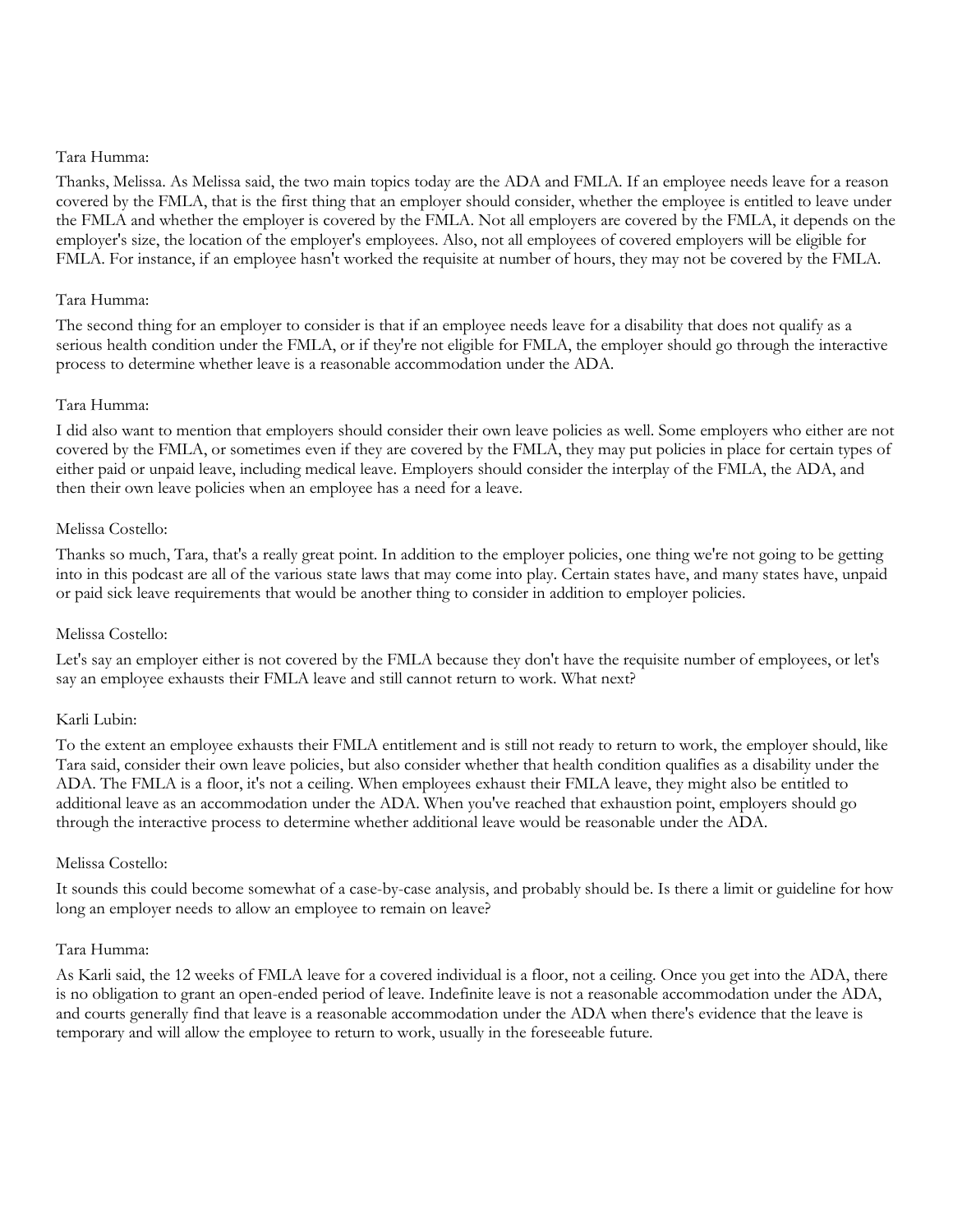Tara Humma:

Thanks, Melissa. As Melissa said, the two main topics today are the ADA and FMLA. If an employee needs leave for a reason covered by the FMLA, that is the first thing that an employer should consider, whether the employee is entitled to leave under the FMLA and whether the employer is covered by the FMLA. Not all employers are covered by the FMLA, it depends on the employer's size, the location of the employer's employees. Also, not all employees of covered employers will be eligible for FMLA. For instance, if an employee hasn't worked the requisite at number of hours, they may not be covered by the FMLA.

Tara Humma:

The second thing for an employer to consider is that if an employee needs leave for a disability that does not qualify as a serious health condition under the FMLA, or if they're not eligible for FMLA, the employer should go through the interactive process to determine whether leave is a reasonable accommodation under the ADA.

Tara Humma:

I did also want to mention that employers should consider their own leave policies as well. Some employers who either are not covered by the FMLA, or sometimes even if they are covered by the FMLA, they may put policies in place for certain types of either paid or unpaid leave, including medical leave. Employers should consider the interplay of the FMLA, the ADA, and then their own leave policies when an employee has a need for a leave.

Melissa Costello:

Thanks so much, Tara, that's a really great point. In addition to the employer policies, one thing we're not going to be getting into in this podcast are all of the various state laws that may come into play. Certain states have, and many states have, unpaid or paid sick leave requirements that would be another thing to consider in addition to employer policies.

Melissa Costello:

Let's say an employer either is not covered by the FMLA because they don't have the requisite number of employees, or let's say an employee exhausts their FMLA leave and still cannot return to work. What next?

Karli Lubin:

To the extent an employee exhausts their FMLA entitlement and is still not ready to return to work, the employer should, like Tara said, consider their own leave policies, but also consider whether that health condition qualifies as a disability under the ADA. The FMLA is a floor, it's not a ceiling. When employees exhaust their FMLA leave, they might also be entitled to additional leave as an accommodation under the ADA. When you've reached that exhaustion point, employers should go through the interactive process to determine whether additional leave would be reasonable under the ADA.

Melissa Costello:

It sounds this could become somewhat of a case-by-case analysis, and probably should be. Is there a limit or guideline for how long an employer needs to allow an employee to remain on leave?

Tara Humma:

As Karli said, the 12 weeks of FMLA leave for a covered individual is a floor, not a ceiling. Once you get into the ADA, there is no obligation to grant an open-ended period of leave. Indefinite leave is not a reasonable accommodation under the ADA, and courts generally find that leave is a reasonable accommodation under the ADA when there's evidence that the leave is temporary and will allow the employee to return to work, usually in the foreseeable future.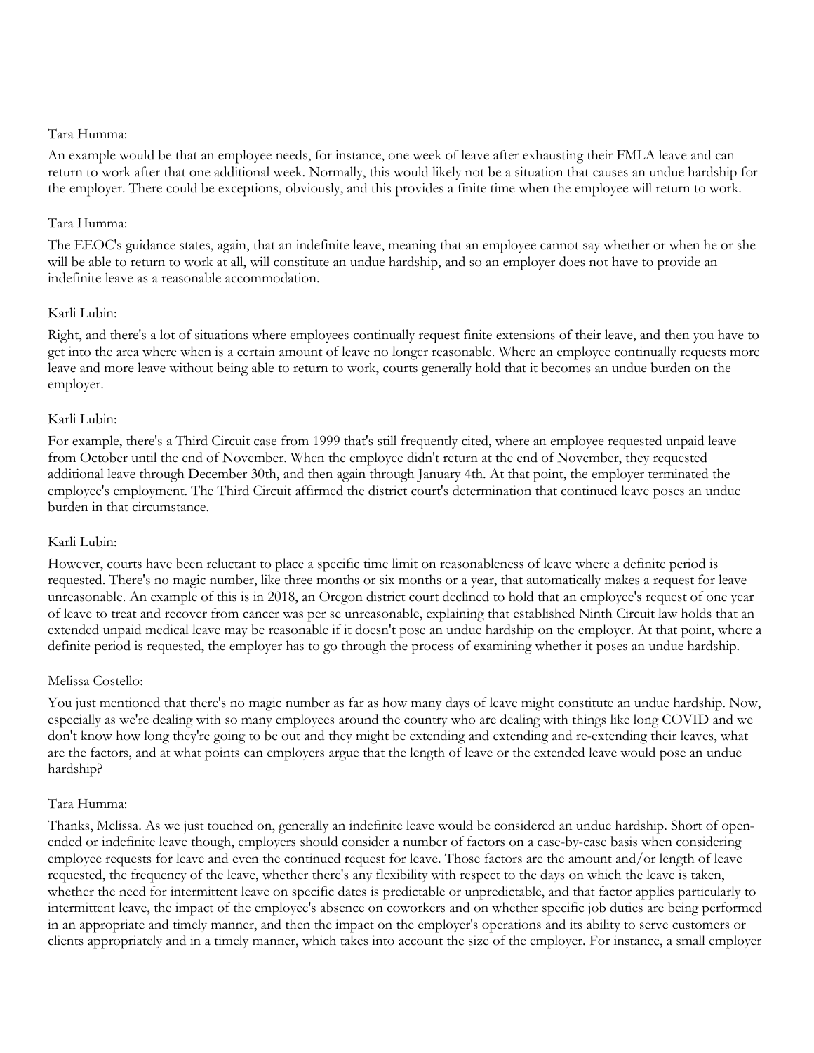Tara Humma:

An example would be that an employee needs, for instance, one week of leave after exhausting their FMLA leave and can return to work after that one additional week. Normally, this would likely not be a situation that causes an undue hardship for the employer. There could be exceptions, obviously, and this provides a finite time when the employee will return to work.

Tara Humma:

The EEOC's guidance states, again, that an indefinite leave, meaning that an employee cannot say whether or when he or she will be able to return to work at all, will constitute an undue hardship, and so an employer does not have to provide an indefinite leave as a reasonable accommodation.

Karli Lubin:

Right, and there's a lot of situations where employees continually request finite extensions of their leave, and then you have to get into the area where when is a certain amount of leave no longer reasonable. Where an employee continually requests more leave and more leave without being able to return to work, courts generally hold that it becomes an undue burden on the employer.

Karli Lubin:

For example, there's a Third Circuit case from 1999 that's still frequently cited, where an employee requested unpaid leave from October until the end of November. When the employee didn't return at the end of November, they requested additional leave through December 30th, and then again through January 4th. At that point, the employer terminated the employee's employment. The Third Circuit affirmed the district court's determination that continued leave poses an undue burden in that circumstance.

Karli Lubin:

However, courts have been reluctant to place a specific time limit on reasonableness of leave where a definite period is requested. There's no magic number, like three months or six months or a year, that automatically makes a request for leave unreasonable. An example of this is in 2018, an Oregon district court declined to hold that an employee's request of one year of leave to treat and recover from cancer was per se unreasonable, explaining that established Ninth Circuit law holds that an extended unpaid medical leave may be reasonable if it doesn't pose an undue hardship on the employer. At that point, where a definite period is requested, the employer has to go through the process of examining whether it poses an undue hardship.

Melissa Costello:

You just mentioned that there's no magic number as far as how many days of leave might constitute an undue hardship. Now, especially as we're dealing with so many employees around the country who are dealing with things like long COVID and we don't know how long they're going to be out and they might be extending and extending and re-extending their leaves, what are the factors, and at what points can employers argue that the length of leave or the extended leave would pose an undue hardship?

Tara Humma:

Thanks, Melissa. As we just touched on, generally an indefinite leave would be considered an undue hardship. Short of open-ended or indefinite leave though, employers should consider a number of factors on a case-by-case basis when considering employee requests for leave and even the continued request for leave. Those factors are the amount and/or length of leave requested, the frequency of the leave, whether there's any flexibility with respect to the days on which the leave is taken, whether the need for intermittent leave on specific dates is predictable or unpredictable, and that factor applies particularly to intermittent leave, the impact of the employee's absence on coworkers and on whether specific job duties are being performed in an appropriate and timely manner, and then the impact on the employer's operations and its ability to serve customers or clients appropriately and in a timely manner, which takes into account the size of the employer. For instance, a small employer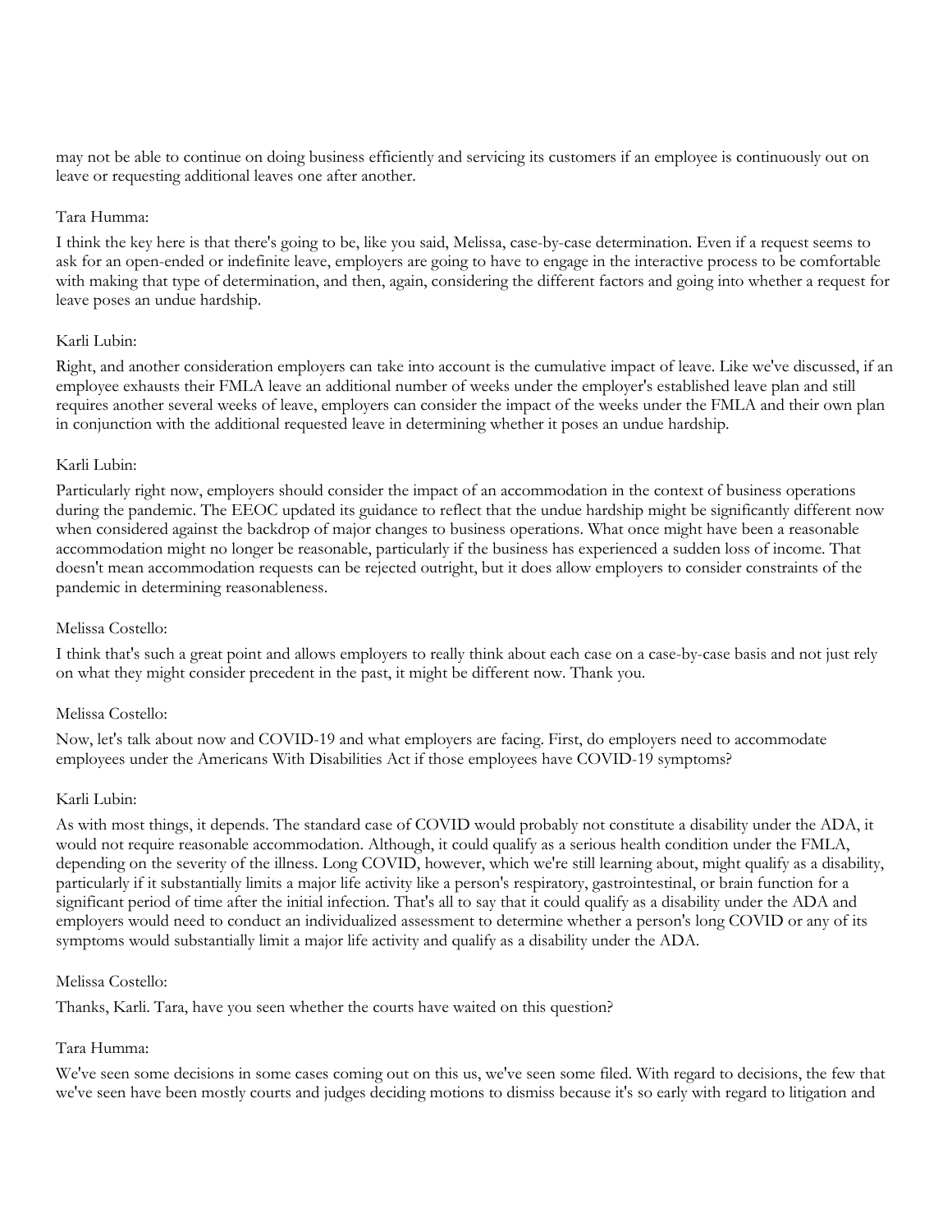may not be able to continue on doing business efficiently and servicing its customers if an employee is continuously out on leave or requesting additional leaves one after another.

Tara Humma:

I think the key here is that there's going to be, like you said, Melissa, case-by-case determination. Even if a request seems to ask for an open-ended or indefinite leave, employers are going to have to engage in the interactive process to be comfortable with making that type of determination, and then, again, considering the different factors and going into whether a request for leave poses an undue hardship.

Karli Lubin:

Right, and another consideration employers can take into account is the cumulative impact of leave. Like we've discussed, if an employee exhausts their FMLA leave an additional number of weeks under the employer's established leave plan and still requires another several weeks of leave, employers can consider the impact of the weeks under the FMLA and their own plan in conjunction with the additional requested leave in determining whether it poses an undue hardship.

Karli Lubin:

Particularly right now, employers should consider the impact of an accommodation in the context of business operations during the pandemic. The EEOC updated its guidance to reflect that the undue hardship might be significantly different now when considered against the backdrop of major changes to business operations. What once might have been a reasonable accommodation might no longer be reasonable, particularly if the business has experienced a sudden loss of income. That doesn't mean accommodation requests can be rejected outright, but it does allow employers to consider constraints of the pandemic in determining reasonableness.

Melissa Costello:

I think that's such a great point and allows employers to really think about each case on a case-by-case basis and not just rely on what they might consider precedent in the past, it might be different now. Thank you.

Melissa Costello:

Now, let's talk about now and COVID-19 and what employers are facing. First, do employers need to accommodate employees under the Americans With Disabilities Act if those employees have COVID-19 symptoms?

Karli Lubin:

As with most things, it depends. The standard case of COVID would probably not constitute a disability under the ADA, it would not require reasonable accommodation. Although, it could qualify as a serious health condition under the FMLA, depending on the severity of the illness. Long COVID, however, which we're still learning about, might qualify as a disability, particularly if it substantially limits a major life activity like a person's respiratory, gastrointestinal, or brain function for a significant period of time after the initial infection. That's all to say that it could qualify as a disability under the ADA and employers would need to conduct an individualized assessment to determine whether a person's long COVID or any of its symptoms would substantially limit a major life activity and qualify as a disability under the ADA.

Melissa Costello:

Thanks, Karli. Tara, have you seen whether the courts have waited on this question?

Tara Humma:

We've seen some decisions in some cases coming out on this us, we've seen some filed. With regard to decisions, the few that we've seen have been mostly courts and judges deciding motions to dismiss because it's so early with regard to litigation and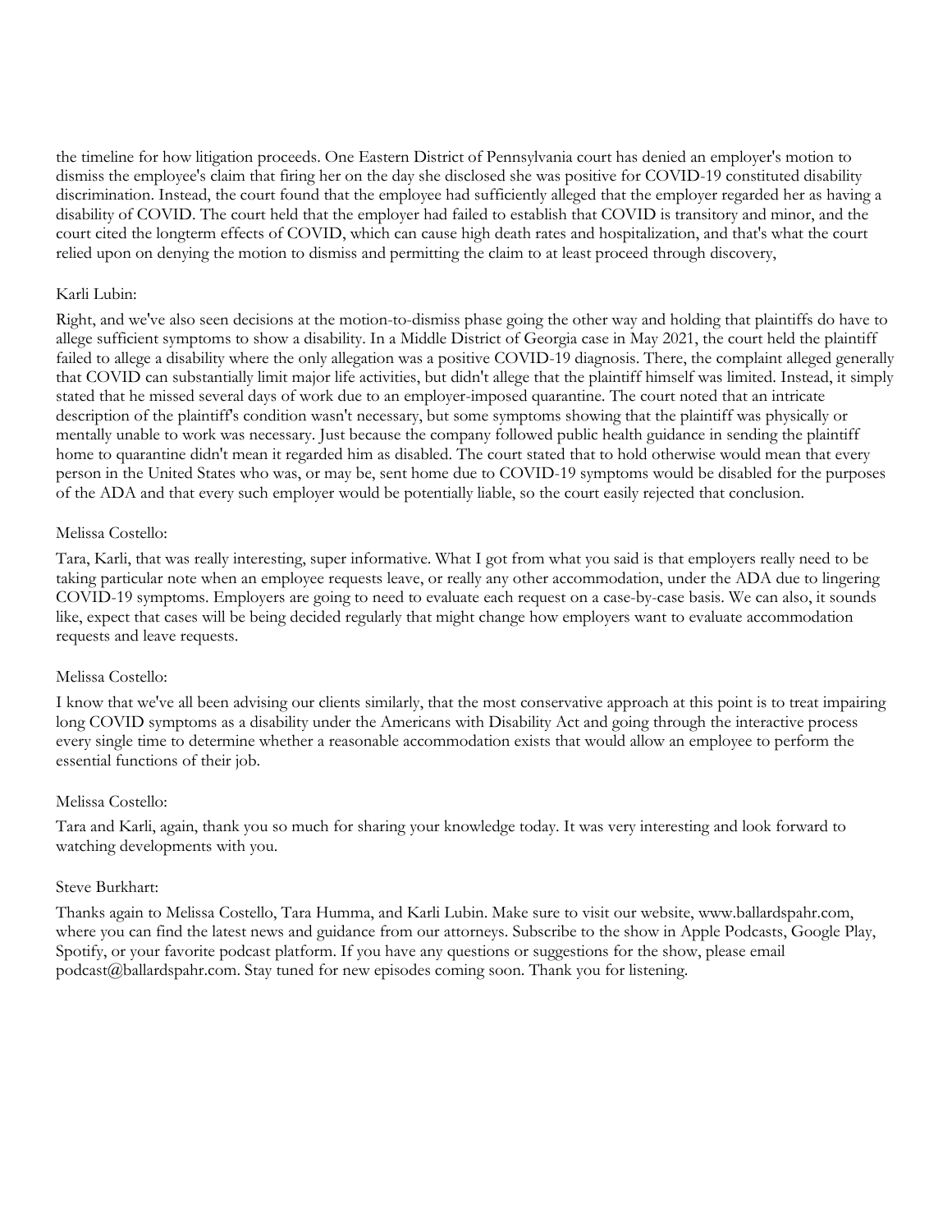the timeline for how litigation proceeds. One Eastern District of Pennsylvania court has denied an employer's motion to dismiss the employee's claim that firing her on the day she disclosed she was positive for COVID-19 constituted disability discrimination. Instead, the court found that the employee had sufficiently alleged that the employer regarded her as having a disability of COVID. The court held that the employer had failed to establish that COVID is transitory and minor, and the court cited the longterm effects of COVID, which can cause high death rates and hospitalization, and that's what the court relied upon on denying the motion to dismiss and permitting the claim to at least proceed through discovery,

Karli Lubin:

Right, and we've also seen decisions at the motion-to-dismiss phase going the other way and holding that plaintiffs do have to allege sufficient symptoms to show a disability. In a Middle District of Georgia case in May 2021, the court held the plaintiff failed to allege a disability where the only allegation was a positive COVID-19 diagnosis. There, the complaint alleged generally that COVID can substantially limit major life activities, but didn't allege that the plaintiff himself was limited. Instead, it simply stated that he missed several days of work due to an employer-imposed quarantine. The court noted that an intricate description of the plaintiff's condition wasn't necessary, but some symptoms showing that the plaintiff was physically or mentally unable to work was necessary. Just because the company followed public health guidance in sending the plaintiff home to quarantine didn't mean it regarded him as disabled. The court stated that to hold otherwise would mean that every person in the United States who was, or may be, sent home due to COVID-19 symptoms would be disabled for the purposes of the ADA and that every such employer would be potentially liable, so the court easily rejected that conclusion.

Melissa Costello:

Tara, Karli, that was really interesting, super informative. What I got from what you said is that employers really need to be taking particular note when an employee requests leave, or really any other accommodation, under the ADA due to lingering COVID-19 symptoms. Employers are going to need to evaluate each request on a case-by-case basis. We can also, it sounds like, expect that cases will be being decided regularly that might change how employers want to evaluate accommodation requests and leave requests.

Melissa Costello:

I know that we've all been advising our clients similarly, that the most conservative approach at this point is to treat impairing long COVID symptoms as a disability under the Americans with Disability Act and going through the interactive process every single time to determine whether a reasonable accommodation exists that would allow an employee to perform the essential functions of their job.

Melissa Costello:

Tara and Karli, again, thank you so much for sharing your knowledge today. It was very interesting and look forward to watching developments with you.

Steve Burkhart:

Thanks again to Melissa Costello, Tara Humma, and Karli Lubin. Make sure to visit our website, www.ballardspahr.com, where you can find the latest news and guidance from our attorneys. Subscribe to the show in Apple Podcasts, Google Play, Spotify, or your favorite podcast platform. If you have any questions or suggestions for the show, please email podcast@ballardspahr.com. Stay tuned for new episodes coming soon. Thank you for listening.